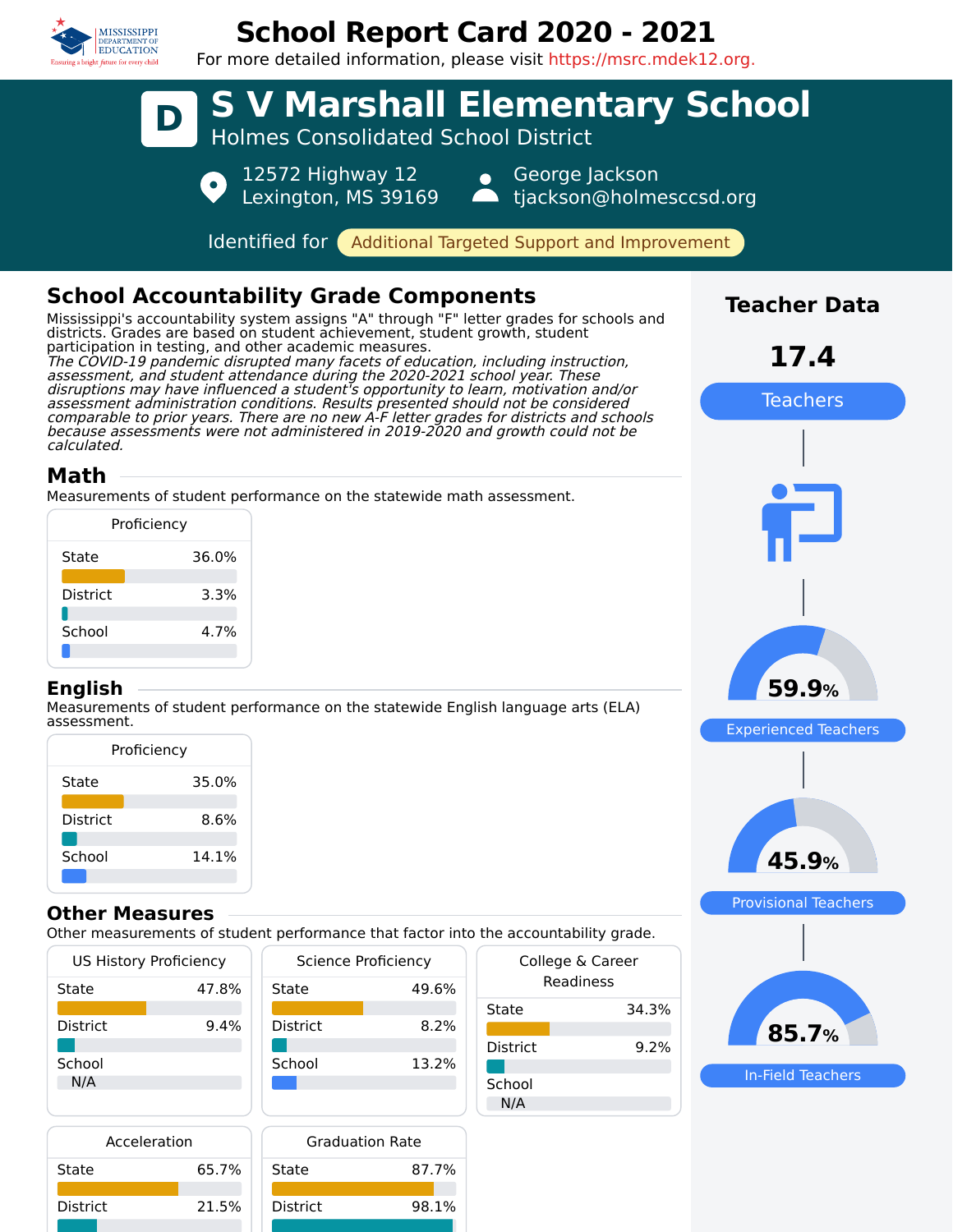# School Report Card 2020 - 2021

For more detailed information, please visit https://msrc.mdek12.org.

# D S V Marshall Elementary School

Holmes Consolidated School District

12572 Highway 12
Lexington, MS 39169

George Jackson
tjackson@holmesccsd.org

Identified for **Additional Targeted Support and Improvement**

## School Accountability Grade Components

Mississippi's accountability system assigns "A" through "F" letter grades for schools and districts. Grades are based on student achievement, student growth, student participation in testing, and other academic measures.

*The COVID-19 pandemic disrupted many facets of education, including instruction, assessment, and student attendance during the 2020-2021 school year. These disruptions may have influenced a student's opportunity to learn, motivation and/or assessment administration conditions. Results presented should not be considered comparable to prior years. There are no new A-F letter grades for districts and schools because assessments were not administered in 2019-2020 and growth could not be calculated.*

## Math

Measurements of student performance on the statewide math assessment.

| Proficiency | |
|---|---|
| State | 36.0% |
| District | 3.3% |
| School | 4.7% |

## English

Measurements of student performance on the statewide English language arts (ELA) assessment.

| Proficiency | |
|---|---|
| State | 35.0% |
| District | 8.6% |
| School | 14.1% |

## Other Measures

Other measurements of student performance that factor into the accountability grade.

| US History Proficiency | |
|---|---|
| State | 47.8% |
| District | 9.4% |
| School | N/A |

| Science Proficiency | |
|---|---|
| State | 49.6% |
| District | 8.2% |
| School | 13.2% |

| College & Career Readiness | |
|---|---|
| State | 34.3% |
| District | 9.2% |
| School | N/A |

| Acceleration | |
|---|---|
| State | 65.7% |
| District | 21.5% |

| Graduation Rate | |
|---|---|
| State | 87.7% |
| District | 98.1% |

## Teacher Data

**17.4** Teachers

**59.9%** Experienced Teachers

**45.9%** Provisional Teachers

**85.7%** In-Field Teachers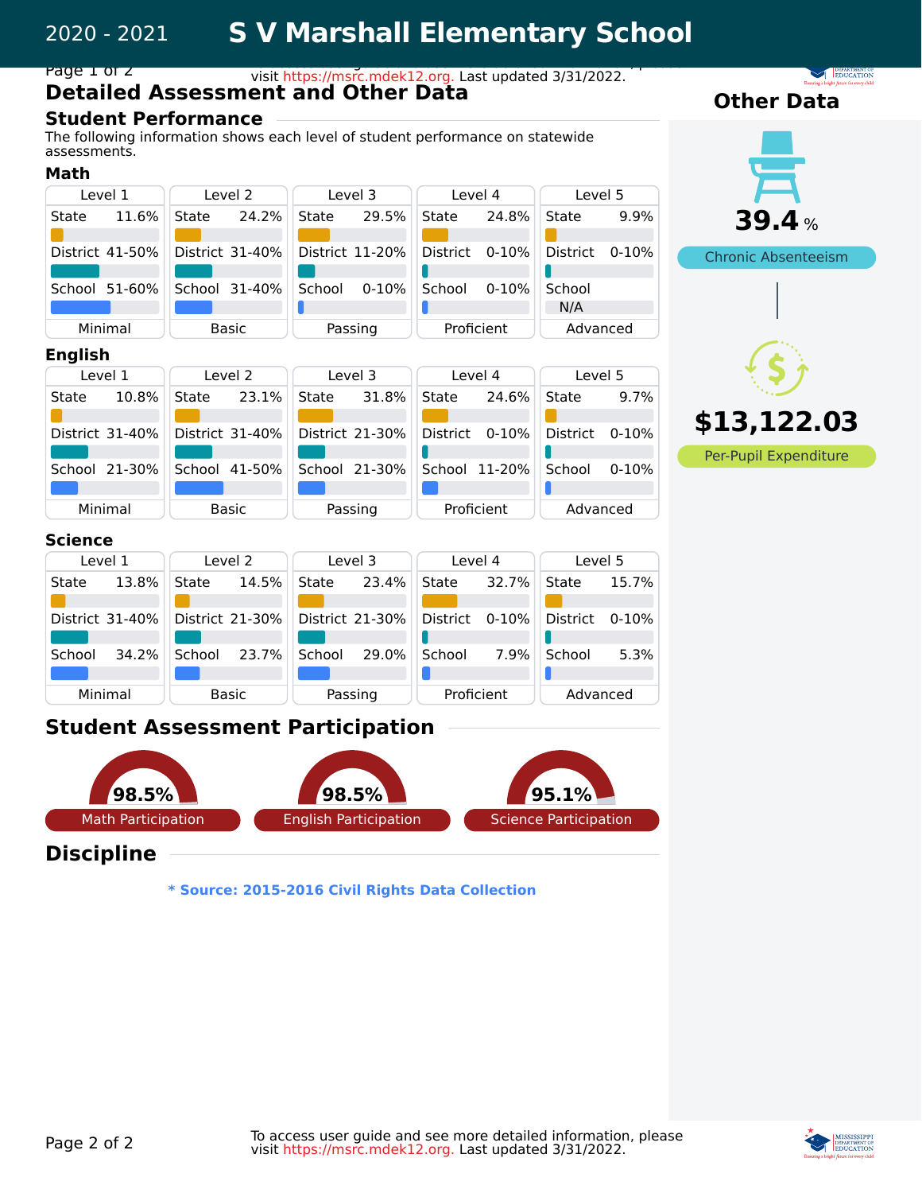# S V Marshall Elementary School

2020 - 2021

## Detailed Assessment and Other Data

### Student Performance

The following information shows each level of student performance on statewide assessments.

#### Math

| Level 1 | Level 2 | Level 3 | Level 4 | Level 5 |
|---|---|---|---|---|
| State 11.6% | State 24.2% | State 29.5% | State 24.8% | State 9.9% |
| District 41-50% | District 31-40% | District 11-20% | District 0-10% | District 0-10% |
| School 51-60% | School 31-40% | School 0-10% | School 0-10% | School N/A |
| Minimal | Basic | Passing | Proficient | Advanced |

#### English

| Level 1 | Level 2 | Level 3 | Level 4 | Level 5 |
|---|---|---|---|---|
| State 10.8% | State 23.1% | State 31.8% | State 24.6% | State 9.7% |
| District 31-40% | District 31-40% | District 21-30% | District 0-10% | District 0-10% |
| School 21-30% | School 41-50% | School 21-30% | School 11-20% | School 0-10% |
| Minimal | Basic | Passing | Proficient | Advanced |

#### Science

| Level 1 | Level 2 | Level 3 | Level 4 | Level 5 |
|---|---|---|---|---|
| State 13.8% | State 14.5% | State 23.4% | State 32.7% | State 15.7% |
| District 31-40% | District 21-30% | District 21-30% | District 0-10% | District 0-10% |
| School 34.2% | School 23.7% | School 29.0% | School 7.9% | School 5.3% |
| Minimal | Basic | Passing | Proficient | Advanced |

### Student Assessment Participation

98.5%
Math Participation

98.5%
English Participation

95.1%
Science Participation

### Discipline

**\* Source: 2015-2016 Civil Rights Data Collection**

## Other Data

39.4 %
Chronic Absenteeism

$13,122.03
Per-Pupil Expenditure

To access user guide and see more detailed information, please visit https://msrc.mdek12.org. Last updated 3/31/2022.